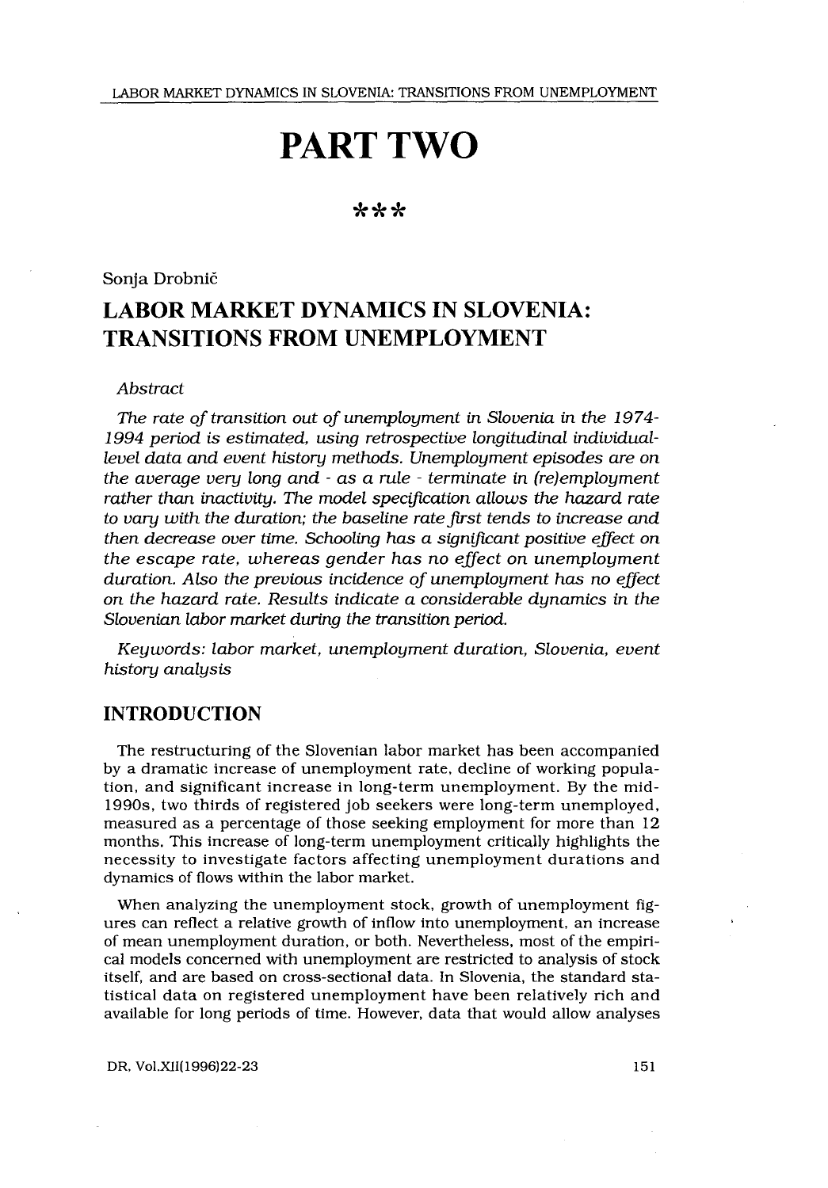# PART TWO

\*\*\*

Sonja Drobnič

## LABOR MARKET DYNAMICS IN SLOVENIA: TRANSITIONS FROM UNEMPLOYMENT

*Abstract*

*The rate of transition out of unemployment in Slovenia in the 1974-1994 period is estimated, using retrospective longitudinal individual-level data and event history methods. Unemployment episodes are on the average very long and - as a rule - terminate in (re)employment rather than inactivity. The model specification allows the hazard rate to vary with the duration; the baseline rate first tends to increase and then decrease over time. Schooling has a significant positive effect on the escape rate, whereas gender has no effect on unemployment duration. Also the previous incidence of unemployment has no effect on the hazard rate. Results indicate a considerable dynamics in the Slovenian labor market during the transition period.*

*Keywords: labor market, unemployment duration, Slovenia, event history analysis*

### INTRODUCTION

The restructuring of the Slovenian labor market has been accompanied by a dramatic increase of unemployment rate, decline of working population, and significant increase in long-term unemployment. By the mid-1990s, two thirds of registered job seekers were long-term unemployed, measured as a percentage of those seeking employment for more than 12 months. This increase of long-term unemployment critically highlights the necessity to investigate factors affecting unemployment durations and dynamics of flows within the labor market.

When analyzing the unemployment stock, growth of unemployment figures can reflect a relative growth of inflow into unemployment, an increase of mean unemployment duration, or both. Nevertheless, most of the empirical models concerned with unemployment are restricted to analysis of stock itself, and are based on cross-sectional data. In Slovenia, the standard statistical data on registered unemployment have been relatively rich and available for long periods of time. However, data that would allow analyses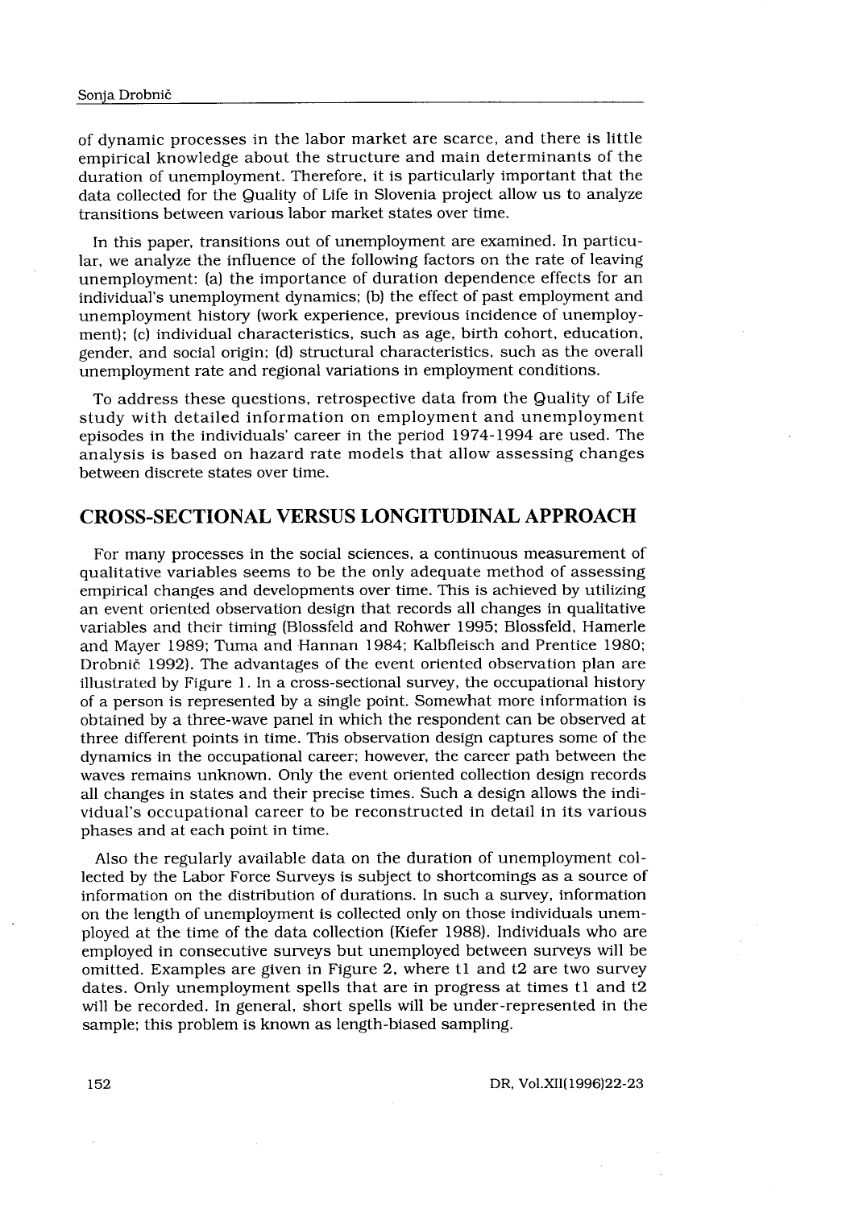of dynamic processes in the labor market are scarce, and there is little empirical knowledge about the structure and main determinants of the duration of unemployment. Therefore, it is particularly important that the data collected for the Quality of Life in Slovenia project allow us to analyze transitions between various labor market states over time.

In this paper, transitions out of unemployment are examined. In particular, we analyze the influence of the following factors on the rate of leaving unemployment: (a) the importance of duration dependence effects for an individual's unemployment dynamics; (b) the effect of past employment and unemployment history (work experience, previous incidence of unemployment); (c) individual characteristics, such as age, birth cohort, education, gender, and social origin; (d) structural characteristics, such as the overall unemployment rate and regional variations in employment conditions.

To address these questions, retrospective data from the Quality of Life study with detailed information on employment and unemployment episodes in the individuals' career in the period 1974-1994 are used. The analysis is based on hazard rate models that allow assessing changes between discrete states over time.

## CROSS-SECTIONAL VERSUS LONGITUDINAL APPROACH

For many processes in the social sciences, a continuous measurement of qualitative variables seems to be the only adequate method of assessing empirical changes and developments over time. This is achieved by utilizing an event oriented observation design that records all changes in qualitative variables and their timing (Blossfeld and Rohwer 1995; Blossfeld, Hamerle and Mayer 1989; Tuma and Hannan 1984; Kalbfleisch and Prentice 1980; Drobnič 1992). The advantages of the event oriented observation plan are illustrated by Figure 1. In a cross-sectional survey, the occupational history of a person is represented by a single point. Somewhat more information is obtained by a three-wave panel in which the respondent can be observed at three different points in time. This observation design captures some of the dynamics in the occupational career; however, the career path between the waves remains unknown. Only the event oriented collection design records all changes in states and their precise times. Such a design allows the individual's occupational career to be reconstructed in detail in its various phases and at each point in time.

Also the regularly available data on the duration of unemployment collected by the Labor Force Surveys is subject to shortcomings as a source of information on the distribution of durations. In such a survey, information on the length of unemployment is collected only on those individuals unemployed at the time of the data collection (Kiefer 1988). Individuals who are employed in consecutive surveys but unemployed between surveys will be omitted. Examples are given in Figure 2, where t1 and t2 are two survey dates. Only unemployment spells that are in progress at times t1 and t2 will be recorded. In general, short spells will be under-represented in the sample; this problem is known as length-biased sampling.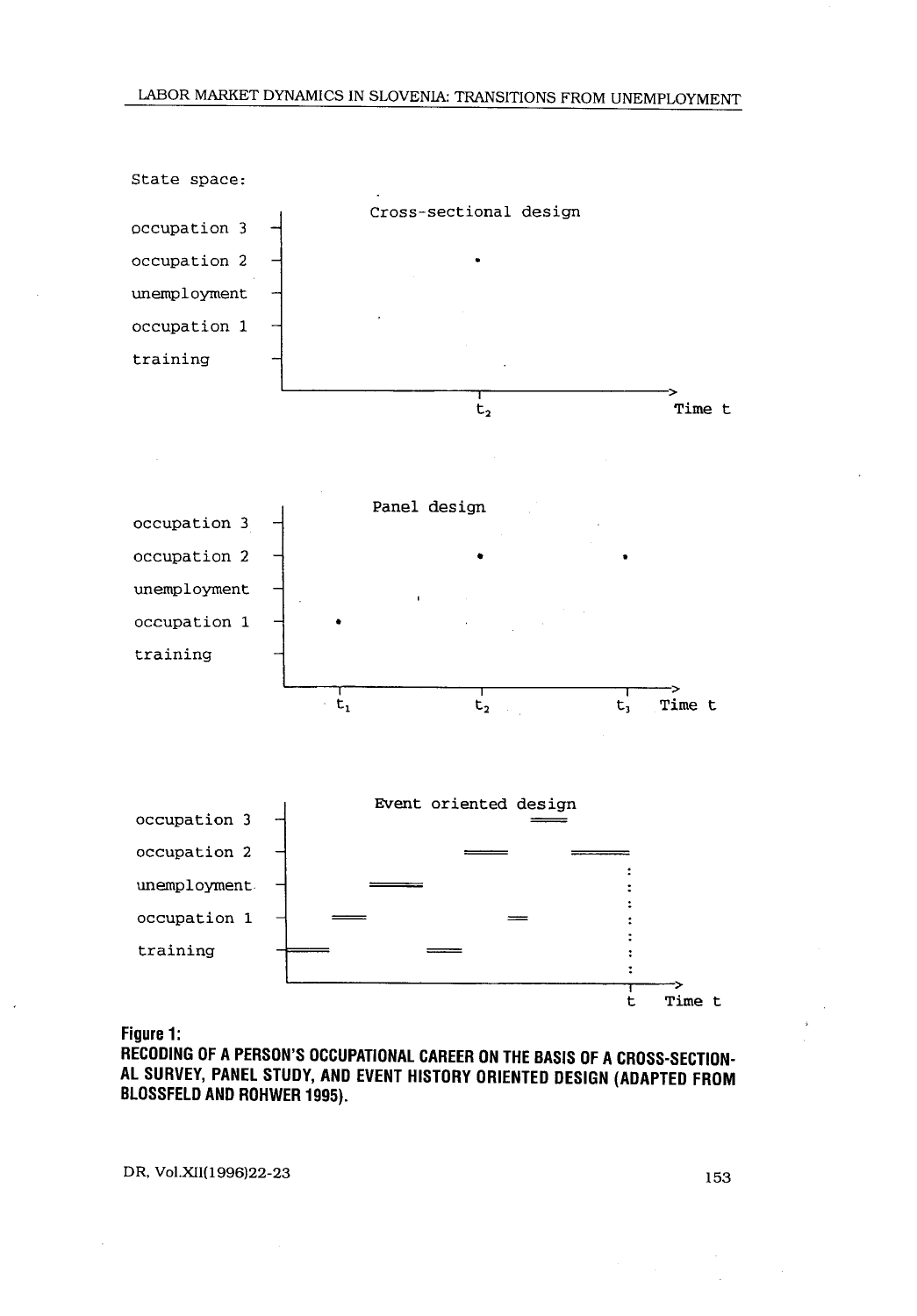State space:

Cross-sectional design

occupation 3

occupation 2

unemployment

occupation 1

training

$t_2$ Time t

Panel design

occupation 3

occupation 2

unemployment

occupation 1

training

$t_1$ $t_2$ $t_3$ Time t

Event oriented design

occupation 3

occupation 2

unemployment

occupation 1

training

t Time t

**Figure 1:**
**RECODING OF A PERSON'S OCCUPATIONAL CAREER ON THE BASIS OF A CROSS-SECTIONAL SURVEY, PANEL STUDY, AND EVENT HISTORY ORIENTED DESIGN (ADAPTED FROM BLOSSFELD AND ROHWER 1995).**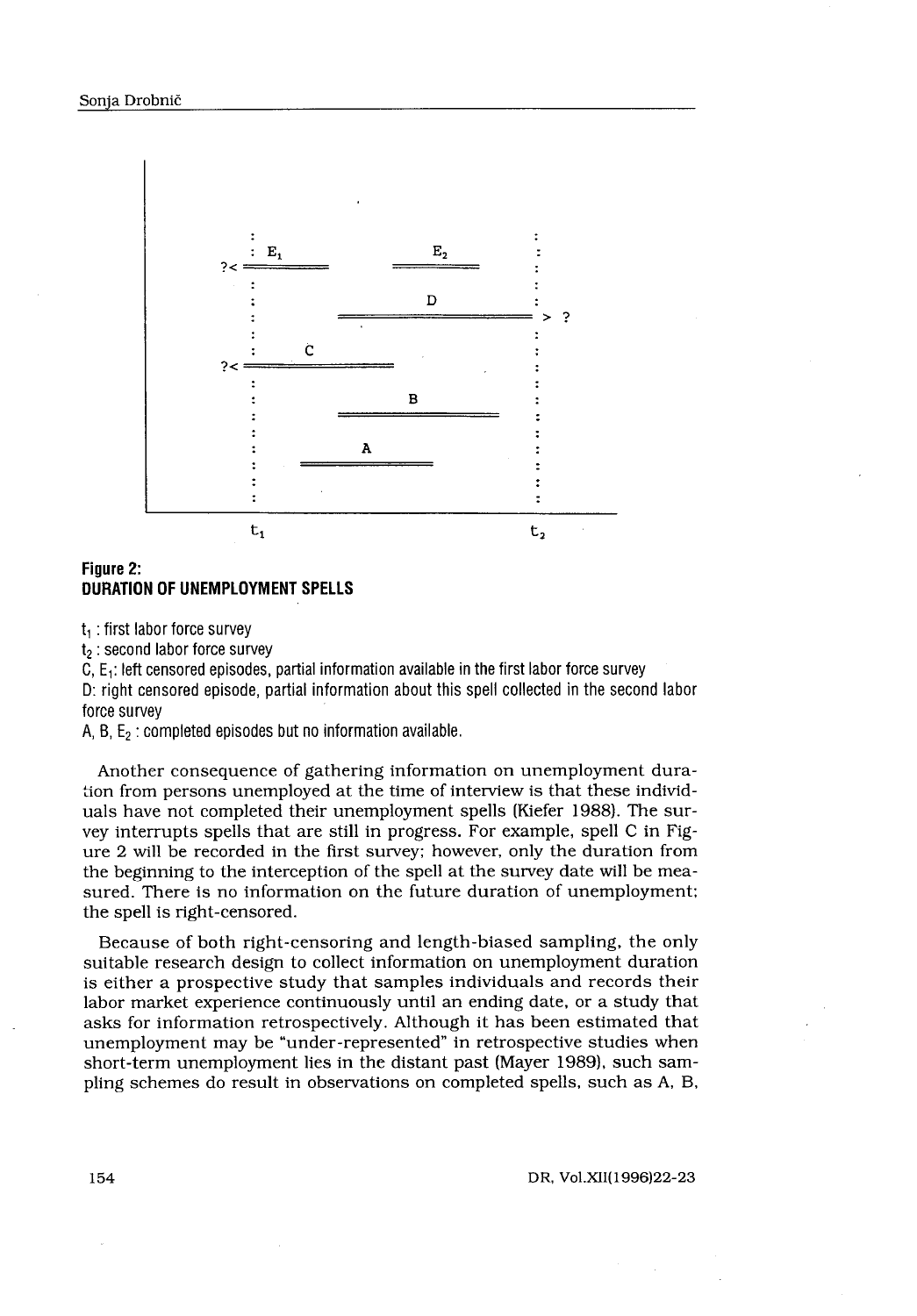**Figure 2:**
**DURATION OF UNEMPLOYMENT SPELLS**

$t_1$ : first labor force survey

$t_2$ : second labor force survey

C, $E_1$: left censored episodes, partial information available in the first labor force survey

D: right censored episode, partial information about this spell collected in the second labor force survey

A, B, $E_2$ : completed episodes but no information available.

Another consequence of gathering information on unemployment duration from persons unemployed at the time of interview is that these individuals have not completed their unemployment spells (Kiefer 1988). The survey interrupts spells that are still in progress. For example, spell C in Figure 2 will be recorded in the first survey; however, only the duration from the beginning to the interception of the spell at the survey date will be measured. There is no information on the future duration of unemployment; the spell is right-censored.

Because of both right-censoring and length-biased sampling, the only suitable research design to collect information on unemployment duration is either a prospective study that samples individuals and records their labor market experience continuously until an ending date, or a study that asks for information retrospectively. Although it has been estimated that unemployment may be "under-represented" in retrospective studies when short-term unemployment lies in the distant past (Mayer 1989), such sampling schemes do result in observations on completed spells, such as A, B,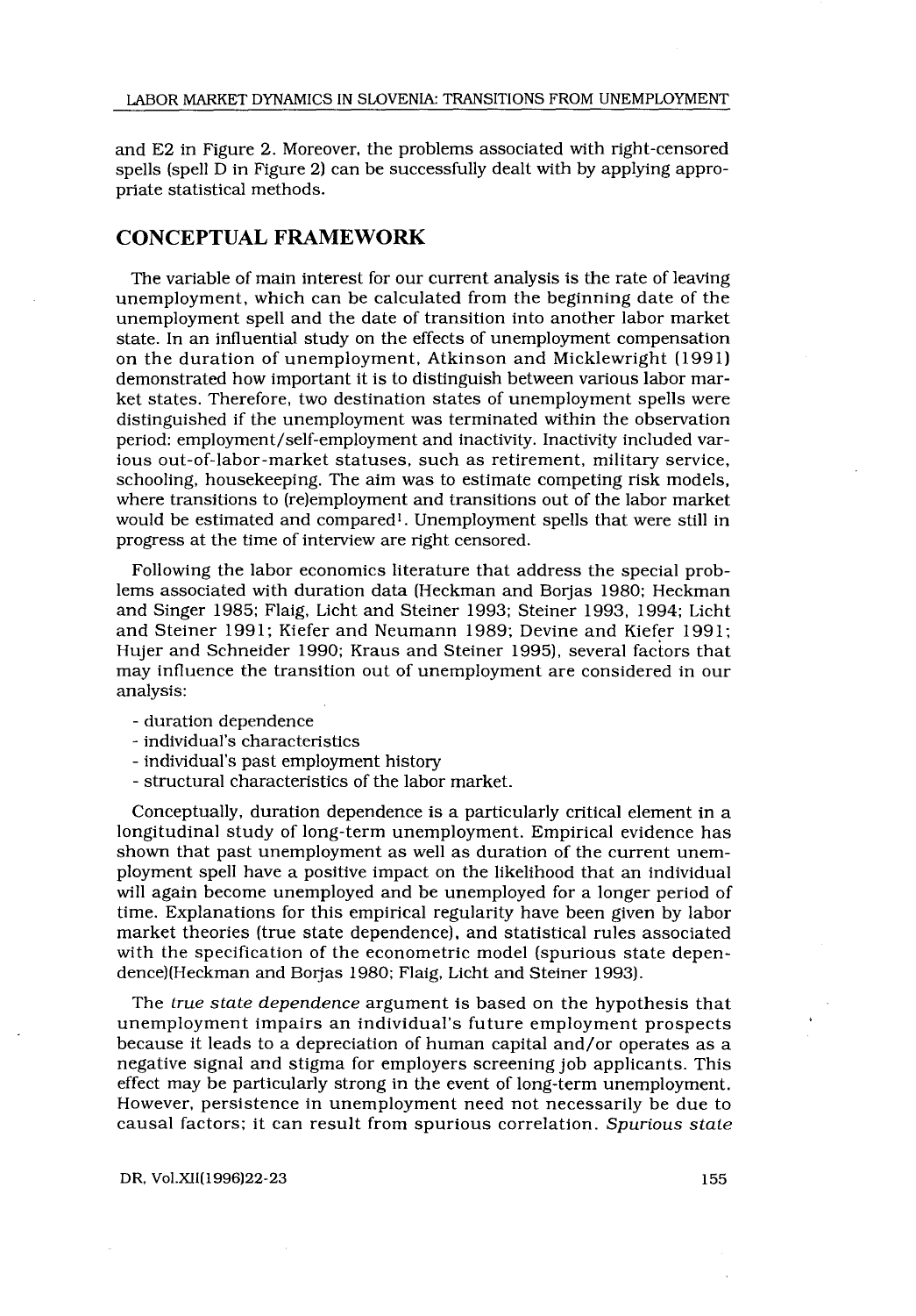and E2 in Figure 2. Moreover, the problems associated with right-censored spells (spell D in Figure 2) can be successfully dealt with by applying appropriate statistical methods.

## CONCEPTUAL FRAMEWORK

The variable of main interest for our current analysis is the rate of leaving unemployment, which can be calculated from the beginning date of the unemployment spell and the date of transition into another labor market state. In an influential study on the effects of unemployment compensation on the duration of unemployment, Atkinson and Micklewright (1991) demonstrated how important it is to distinguish between various labor market states. Therefore, two destination states of unemployment spells were distinguished if the unemployment was terminated within the observation period: employment/self-employment and inactivity. Inactivity included various out-of-labor-market statuses, such as retirement, military service, schooling, housekeeping. The aim was to estimate competing risk models, where transitions to (re)employment and transitions out of the labor market would be estimated and compared[1]. Unemployment spells that were still in progress at the time of interview are right censored.

Following the labor economics literature that address the special problems associated with duration data (Heckman and Borjas 1980; Heckman and Singer 1985; Flaig, Licht and Steiner 1993; Steiner 1993, 1994; Licht and Steiner 1991; Kiefer and Neumann 1989; Devine and Kiefer 1991; Hujer and Schneider 1990; Kraus and Steiner 1995), several factors that may influence the transition out of unemployment are considered in our analysis:

- duration dependence
- individual's characteristics
- individual's past employment history
- structural characteristics of the labor market.

Conceptually, duration dependence is a particularly critical element in a longitudinal study of long-term unemployment. Empirical evidence has shown that past unemployment as well as duration of the current unemployment spell have a positive impact on the likelihood that an individual will again become unemployed and be unemployed for a longer period of time. Explanations for this empirical regularity have been given by labor market theories (true state dependence), and statistical rules associated with the specification of the econometric model (spurious state dependence)(Heckman and Borjas 1980; Flaig, Licht and Steiner 1993).

The *true state dependence* argument is based on the hypothesis that unemployment impairs an individual's future employment prospects because it leads to a depreciation of human capital and/or operates as a negative signal and stigma for employers screening job applicants. This effect may be particularly strong in the event of long-term unemployment. However, persistence in unemployment need not necessarily be due to causal factors; it can result from spurious correlation. *Spurious state*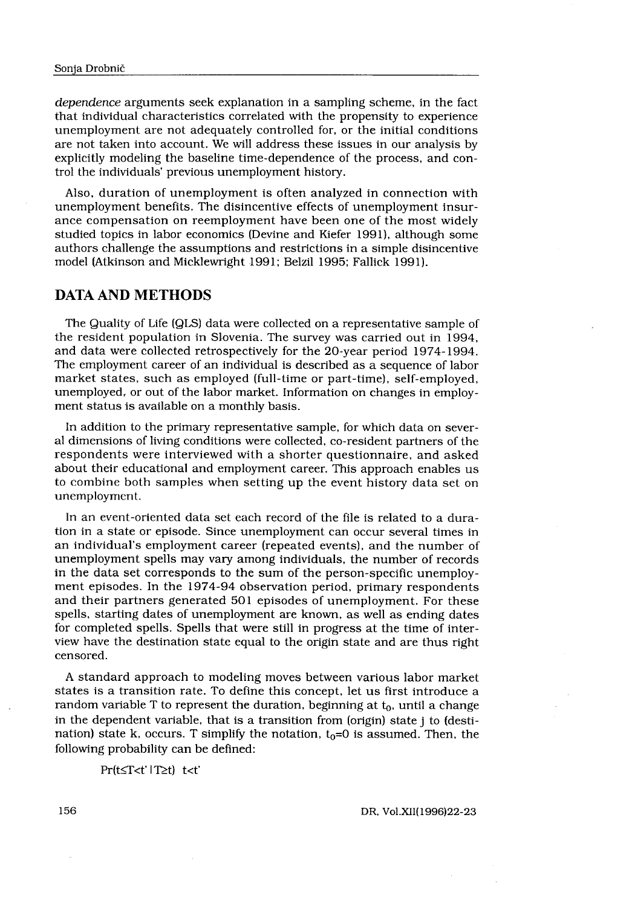*dependence* arguments seek explanation in a sampling scheme, in the fact that individual characteristics correlated with the propensity to experience unemployment are not adequately controlled for, or the initial conditions are not taken into account. We will address these issues in our analysis by explicitly modeling the baseline time-dependence of the process, and control the individuals' previous unemployment history.

Also, duration of unemployment is often analyzed in connection with unemployment benefits. The disincentive effects of unemployment insurance compensation on reemployment have been one of the most widely studied topics in labor economics (Devine and Kiefer 1991), although some authors challenge the assumptions and restrictions in a simple disincentive model (Atkinson and Micklewright 1991; Belzil 1995; Fallick 1991).

## DATA AND METHODS

The Quality of Life (QLS) data were collected on a representative sample of the resident population in Slovenia. The survey was carried out in 1994, and data were collected retrospectively for the 20-year period 1974-1994. The employment career of an individual is described as a sequence of labor market states, such as employed (full-time or part-time), self-employed, unemployed, or out of the labor market. Information on changes in employment status is available on a monthly basis.

In addition to the primary representative sample, for which data on several dimensions of living conditions were collected, co-resident partners of the respondents were interviewed with a shorter questionnaire, and asked about their educational and employment career. This approach enables us to combine both samples when setting up the event history data set on unemployment.

In an event-oriented data set each record of the file is related to a duration in a state or episode. Since unemployment can occur several times in an individual's employment career (repeated events), and the number of unemployment spells may vary among individuals, the number of records in the data set corresponds to the sum of the person-specific unemployment episodes. In the 1974-94 observation period, primary respondents and their partners generated 501 episodes of unemployment. For these spells, starting dates of unemployment are known, as well as ending dates for completed spells. Spells that were still in progress at the time of interview have the destination state equal to the origin state and are thus right censored.

A standard approach to modeling moves between various labor market states is a transition rate. To define this concept, let us first introduce a random variable T to represent the duration, beginning at $t_0$, until a change in the dependent variable, that is a transition from (origin) state j to (destination) state k, occurs. T simplify the notation, $t_0=0$ is assumed. Then, the following probability can be defined:

$$Pr(t \leq T < t' \mid T \geq t) \quad t < t'$$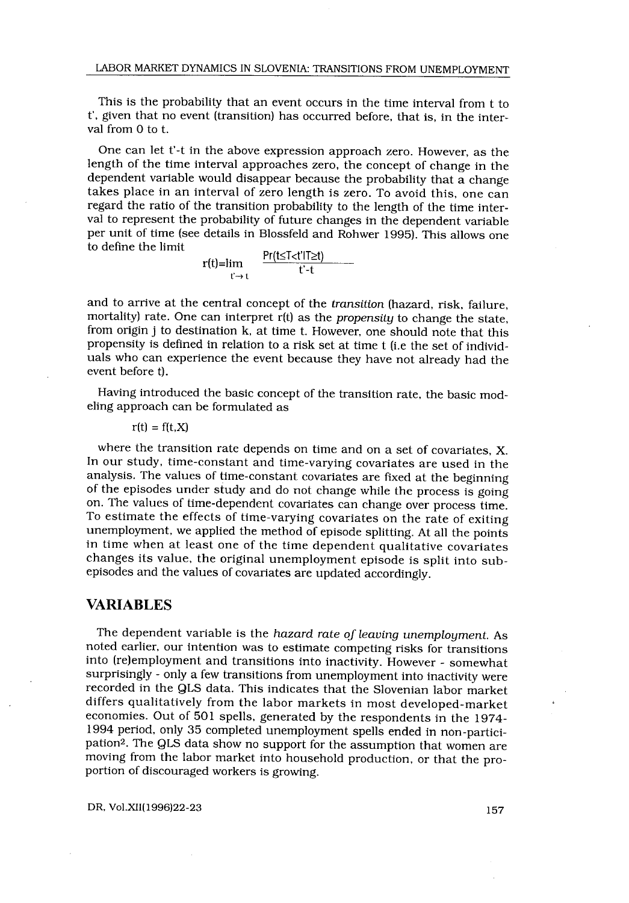This is the probability that an event occurs in the time interval from t to t', given that no event (transition) has occurred before, that is, in the interval from 0 to t.

One can let t'-t in the above expression approach zero. However, as the length of the time interval approaches zero, the concept of change in the dependent variable would disappear because the probability that a change takes place in an interval of zero length is zero. To avoid this, one can regard the ratio of the transition probability to the length of the time interval to represent the probability of future changes in the dependent variable per unit of time (see details in Blossfeld and Rohwer 1995). This allows one to define the limit

$$r(t)=\lim_{t'\to t} \frac{Pr(t\leq T<t'|T\geq t)}{t'-t}$$

and to arrive at the central concept of the *transition* (hazard, risk, failure, mortality) rate. One can interpret r(t) as the *propensity* to change the state, from origin j to destination k, at time t. However, one should note that this propensity is defined in relation to a risk set at time t (i.e the set of individuals who can experience the event because they have not already had the event before t).

Having introduced the basic concept of the transition rate, the basic modeling approach can be formulated as

$$r(t) = f(t,X)$$

where the transition rate depends on time and on a set of covariates, X. In our study, time-constant and time-varying covariates are used in the analysis. The values of time-constant covariates are fixed at the beginning of the episodes under study and do not change while the process is going on. The values of time-dependent covariates can change over process time. To estimate the effects of time-varying covariates on the rate of exiting unemployment, we applied the method of episode splitting. At all the points in time when at least one of the time dependent qualitative covariates changes its value, the original unemployment episode is split into subepisodes and the values of covariates are updated accordingly.

## VARIABLES

The dependent variable is the *hazard rate of leaving unemployment*. As noted earlier, our intention was to estimate competing risks for transitions into (re)employment and transitions into inactivity. However - somewhat surprisingly - only a few transitions from unemployment into inactivity were recorded in the QLS data. This indicates that the Slovenian labor market differs qualitatively from the labor markets in most developed-market economies. Out of 501 spells, generated by the respondents in the 1974-1994 period, only 35 completed unemployment spells ended in non-participation[2]. The QLS data show no support for the assumption that women are moving from the labor market into household production, or that the proportion of discouraged workers is growing.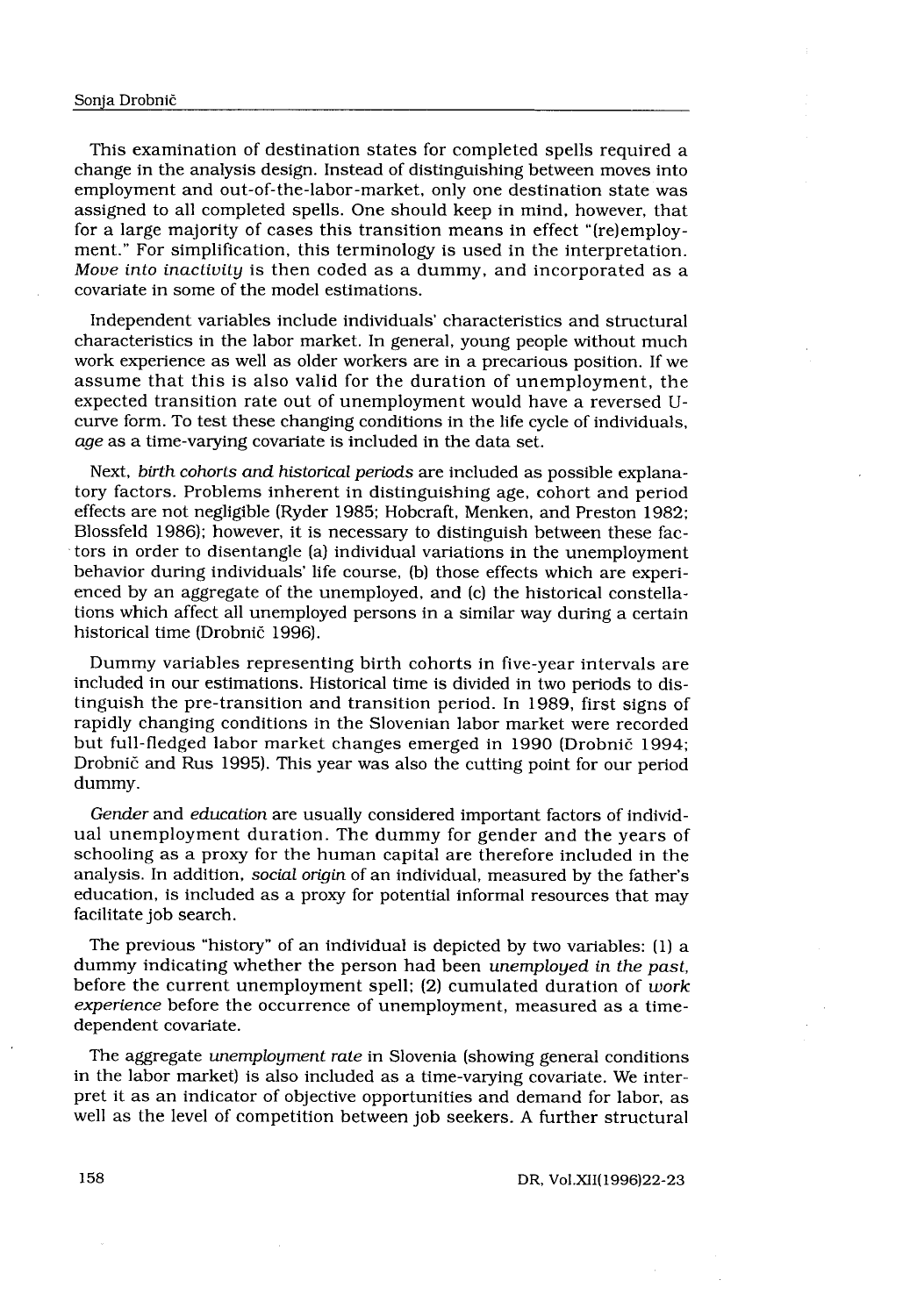This examination of destination states for completed spells required a change in the analysis design. Instead of distinguishing between moves into employment and out-of-the-labor-market, only one destination state was assigned to all completed spells. One should keep in mind, however, that for a large majority of cases this transition means in effect "(re)employment." For simplification, this terminology is used in the interpretation. *Move into inactivity* is then coded as a dummy, and incorporated as a covariate in some of the model estimations.

Independent variables include individuals' characteristics and structural characteristics in the labor market. In general, young people without much work experience as well as older workers are in a precarious position. If we assume that this is also valid for the duration of unemployment, the expected transition rate out of unemployment would have a reversed U-curve form. To test these changing conditions in the life cycle of individuals, *age* as a time-varying covariate is included in the data set.

Next, *birth cohorts and historical periods* are included as possible explanatory factors. Problems inherent in distinguishing age, cohort and period effects are not negligible (Ryder 1985; Hobcraft, Menken, and Preston 1982; Blossfeld 1986); however, it is necessary to distinguish between these factors in order to disentangle (a) individual variations in the unemployment behavior during individuals' life course, (b) those effects which are experienced by an aggregate of the unemployed, and (c) the historical constellations which affect all unemployed persons in a similar way during a certain historical time (Drobnič 1996).

Dummy variables representing birth cohorts in five-year intervals are included in our estimations. Historical time is divided in two periods to distinguish the pre-transition and transition period. In 1989, first signs of rapidly changing conditions in the Slovenian labor market were recorded but full-fledged labor market changes emerged in 1990 (Drobnič 1994; Drobnič and Rus 1995). This year was also the cutting point for our period dummy.

*Gender* and *education* are usually considered important factors of individual unemployment duration. The dummy for gender and the years of schooling as a proxy for the human capital are therefore included in the analysis. In addition, *social origin* of an individual, measured by the father's education, is included as a proxy for potential informal resources that may facilitate job search.

The previous "history" of an individual is depicted by two variables: (1) a dummy indicating whether the person had been *unemployed in the past*, before the current unemployment spell; (2) cumulated duration of *work experience* before the occurrence of unemployment, measured as a time-dependent covariate.

The aggregate *unemployment rate* in Slovenia (showing general conditions in the labor market) is also included as a time-varying covariate. We interpret it as an indicator of objective opportunities and demand for labor, as well as the level of competition between job seekers. A further structural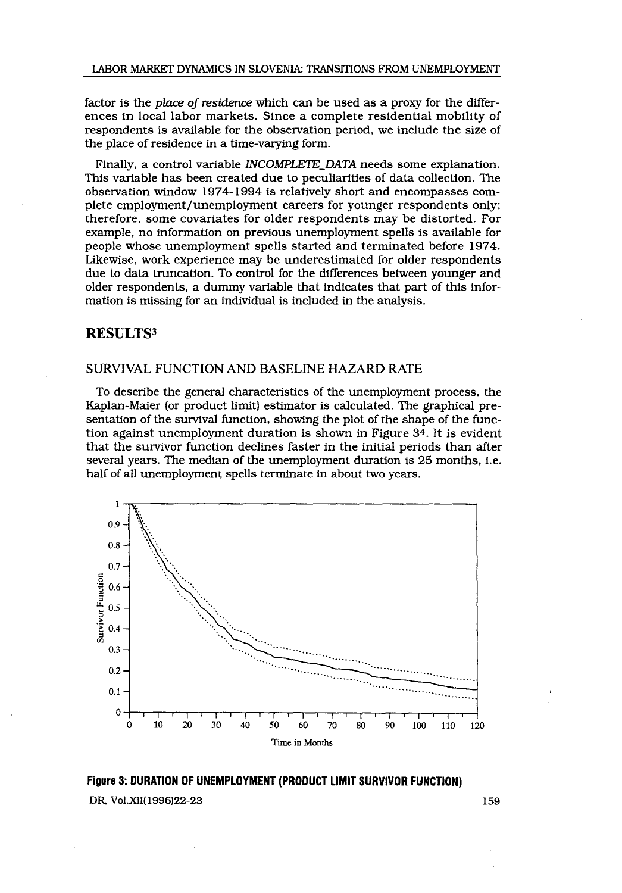factor is the *place of residence* which can be used as a proxy for the differences in local labor markets. Since a complete residential mobility of respondents is available for the observation period, we include the size of the place of residence in a time-varying form.

Finally, a control variable *INCOMPLETE_DATA* needs some explanation. This variable has been created due to peculiarities of data collection. The observation window 1974-1994 is relatively short and encompasses complete employment/unemployment careers for younger respondents only; therefore, some covariates for older respondents may be distorted. For example, no information on previous unemployment spells is available for people whose unemployment spells started and terminated before 1974. Likewise, work experience may be underestimated for older respondents due to data truncation. To control for the differences between younger and older respondents, a dummy variable that indicates that part of this information is missing for an individual is included in the analysis.

## RESULTS[3]

### SURVIVAL FUNCTION AND BASELINE HAZARD RATE

To describe the general characteristics of the unemployment process, the Kaplan-Maier (or product limit) estimator is calculated. The graphical presentation of the survival function, showing the plot of the shape of the function against unemployment duration is shown in Figure 3[4]. It is evident that the survivor function declines faster in the initial periods than after several years. The median of the unemployment duration is 25 months, i.e. half of all unemployment spells terminate in about two years.

**Figure 3: DURATION OF UNEMPLOYMENT (PRODUCT LIMIT SURVIVOR FUNCTION)**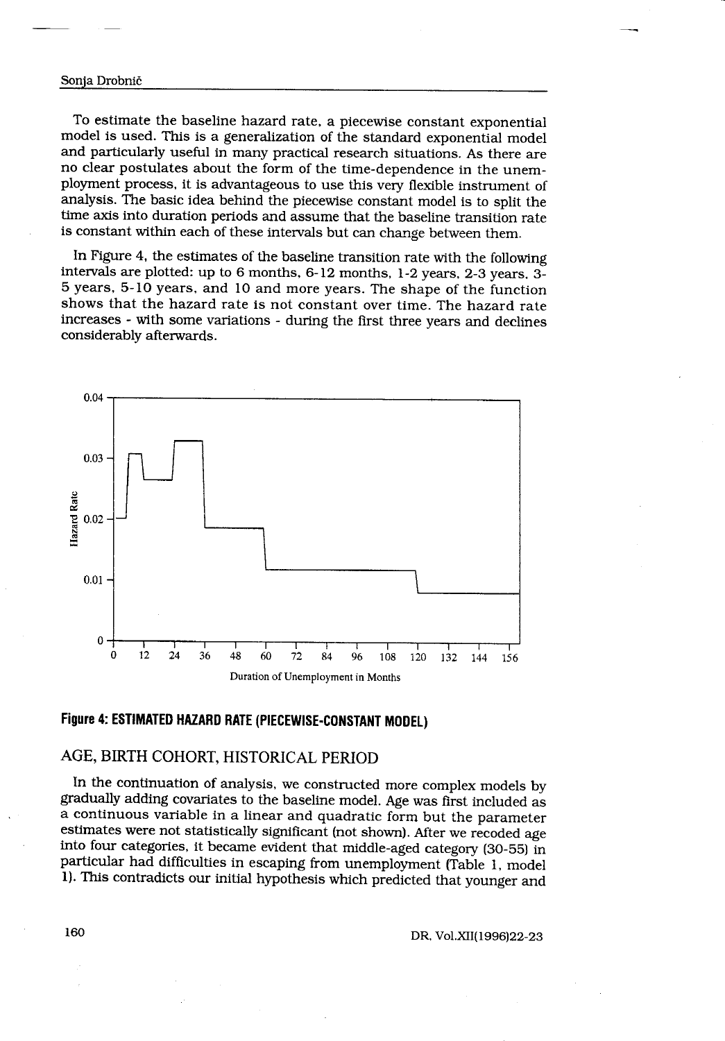To estimate the baseline hazard rate, a piecewise constant exponential model is used. This is a generalization of the standard exponential model and particularly useful in many practical research situations. As there are no clear postulates about the form of the time-dependence in the unemployment process, it is advantageous to use this very flexible instrument of analysis. The basic idea behind the piecewise constant model is to split the time axis into duration periods and assume that the baseline transition rate is constant within each of these intervals but can change between them.

In Figure 4, the estimates of the baseline transition rate with the following intervals are plotted: up to 6 months, 6-12 months, 1-2 years, 2-3 years, 3-5 years, 5-10 years, and 10 and more years. The shape of the function shows that the hazard rate is not constant over time. The hazard rate increases - with some variations - during the first three years and declines considerably afterwards.

**Figure 4: ESTIMATED HAZARD RATE (PIECEWISE-CONSTANT MODEL)**

## AGE, BIRTH COHORT, HISTORICAL PERIOD

In the continuation of analysis, we constructed more complex models by gradually adding covariates to the baseline model. Age was first included as a continuous variable in a linear and quadratic form but the parameter estimates were not statistically significant (not shown). After we recoded age into four categories, it became evident that middle-aged category (30-55) in particular had difficulties in escaping from unemployment (Table 1, model 1). This contradicts our initial hypothesis which predicted that younger and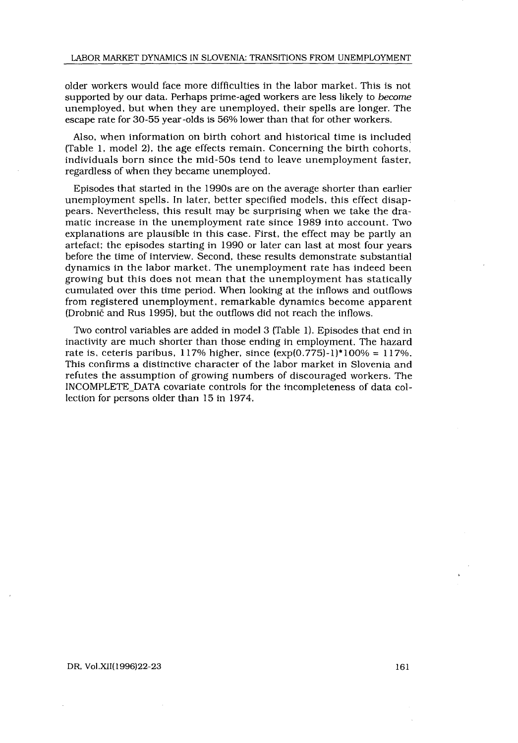older workers would face more difficulties in the labor market. This is not supported by our data. Perhaps prime-aged workers are less likely to *become* unemployed, but when they are unemployed, their spells are longer. The escape rate for 30-55 year-olds is 56% lower than that for other workers.

Also, when information on birth cohort and historical time is included (Table 1, model 2), the age effects remain. Concerning the birth cohorts, individuals born since the mid-50s tend to leave unemployment faster, regardless of when they became unemployed.

Episodes that started in the 1990s are on the average shorter than earlier unemployment spells. In later, better specified models, this effect disappears. Nevertheless, this result may be surprising when we take the dramatic increase in the unemployment rate since 1989 into account. Two explanations are plausible in this case. First, the effect may be partly an artefact; the episodes starting in 1990 or later can last at most four years before the time of interview. Second, these results demonstrate substantial dynamics in the labor market. The unemployment rate has indeed been growing but this does not mean that the unemployment has statically cumulated over this time period. When looking at the inflows and outflows from registered unemployment, remarkable dynamics become apparent (Drobnič and Rus 1995), but the outflows did not reach the inflows.

Two control variables are added in model 3 (Table 1). Episodes that end in inactivity are much shorter than those ending in employment. The hazard rate is, ceteris paribus, 117% higher, since $(\exp(0.775)-1)*100\% = 117\%$. This confirms a distinctive character of the labor market in Slovenia and refutes the assumption of growing numbers of discouraged workers. The INCOMPLETE_DATA covariate controls for the incompleteness of data collection for persons older than 15 in 1974.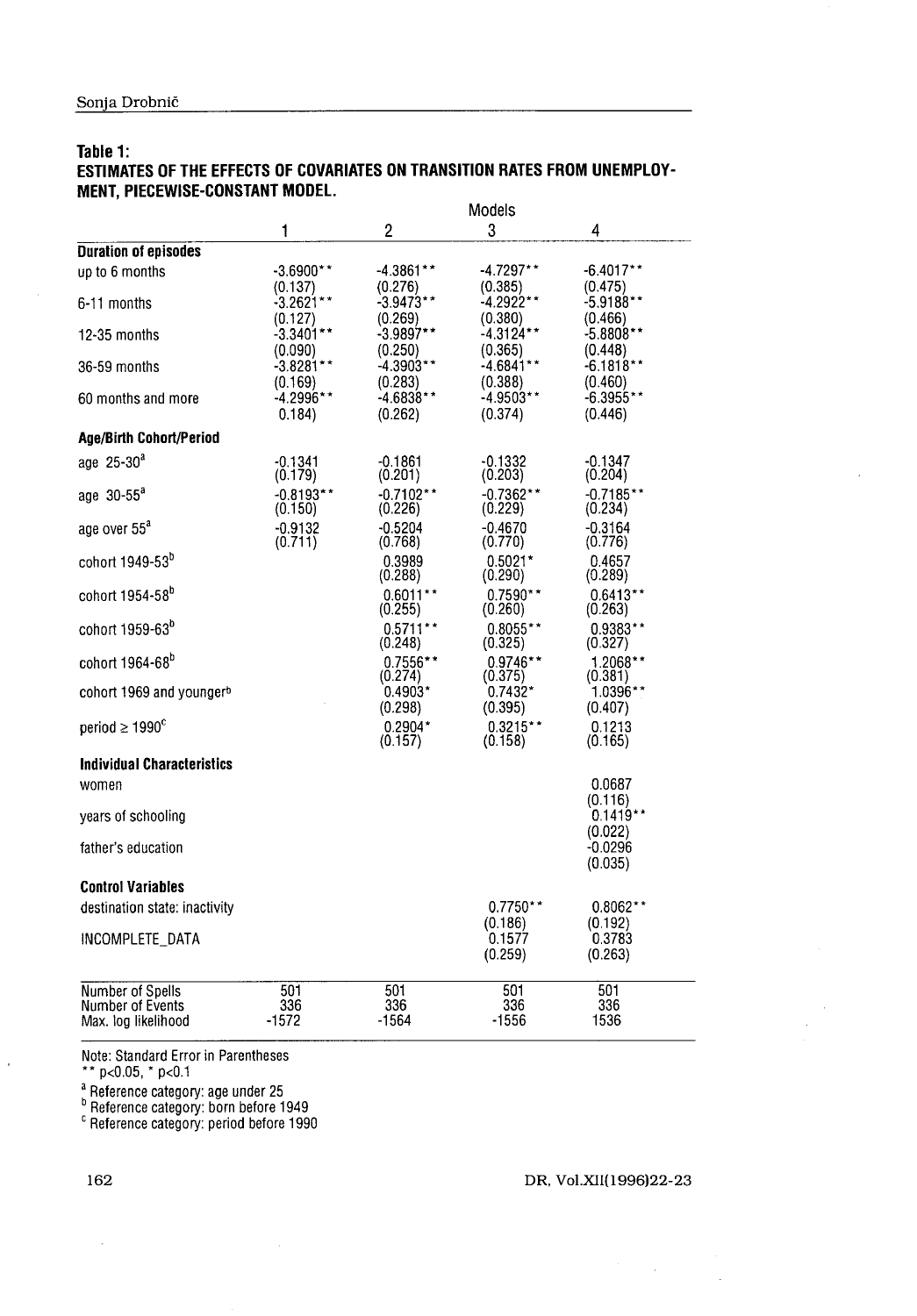**Table 1:**
**ESTIMATES OF THE EFFECTS OF COVARIATES ON TRANSITION RATES FROM UNEMPLOYMENT, PIECEWISE-CONSTANT MODEL.**

| | Models | | | |
|---|---|---|---|---|
| | 1 | 2 | 3 | 4 |
| **Duration of episodes** | | | | |
| up to 6 months | -3.6900** (0.137) | -4.3861** (0.276) | -4.7297** (0.385) | -6.4017** (0.475) |
| 6-11 months | -3.2621** (0.127) | -3.9473** (0.269) | -4.2922** (0.380) | -5.9188** (0.466) |
| 12-35 months | -3.3401** (0.090) | -3.9897** (0.250) | -4.3124** (0.365) | -5.8808** (0.448) |
| 36-59 months | -3.8281** (0.169) | -4.3903** (0.283) | -4.6841** (0.388) | -6.1818** (0.460) |
| 60 months and more | -4.2996** 0.184) | -4.6838** (0.262) | -4.9503** (0.374) | -6.3955** (0.446) |
| **Age/Birth Cohort/Period** | | | | |
| age 25-30[a] | -0.1341 (0.179) | -0.1861 (0.201) | -0.1332 (0.203) | -0.1347 (0.204) |
| age 30-55[a] | -0.8193** (0.150) | -0.7102** (0.226) | -0.7362** (0.229) | -0.7185** (0.234) |
| age over 55[a] | -0.9132 (0.711) | -0.5204 (0.768) | -0.4670 (0.770) | -0.3164 (0.776) |
| cohort 1949-53[b] | | 0.3989 (0.288) | 0.5021* (0.290) | 0.4657 (0.289) |
| cohort 1954-58[b] | | 0.6011** (0.255) | 0.7590** (0.260) | 0.6413** (0.263) |
| cohort 1959-63[b] | | 0.5711** (0.248) | 0.8055** (0.325) | 0.9383** (0.327) |
| cohort 1964-68[b] | | 0.7556** (0.274) | 0.9746** (0.375) | 1.2068** (0.381) |
| cohort 1969 and younger[b] | | 0.4903* (0.298) | 0.7432* (0.395) | 1.0396** (0.407) |
| period ≥ 1990[c] | | 0.2904* (0.157) | 0.3215** (0.158) | 0.1213 (0.165) |
| **Individual Characteristics** | | | | |
| women | | | | 0.0687 (0.116) |
| years of schooling | | | | 0.1419** (0.022) |
| father's education | | | | -0.0296 (0.035) |
| **Control Variables** | | | | |
| destination state: inactivity | | | 0.7750** (0.186) | 0.8062** (0.192) |
| INCOMPLETE_DATA | | | 0.1577 (0.259) | 0.3783 (0.263) |
| Number of Spells | 501 | 501 | 501 | 501 |
| Number of Events | 336 | 336 | 336 | 336 |
| Max. log likelihood | -1572 | -1564 | -1556 | 1536 |

Note: Standard Error in Parentheses

** p<0.05, * p<0.1

[a] Reference category: age under 25

[b] Reference category: born before 1949

[c] Reference category: period before 1990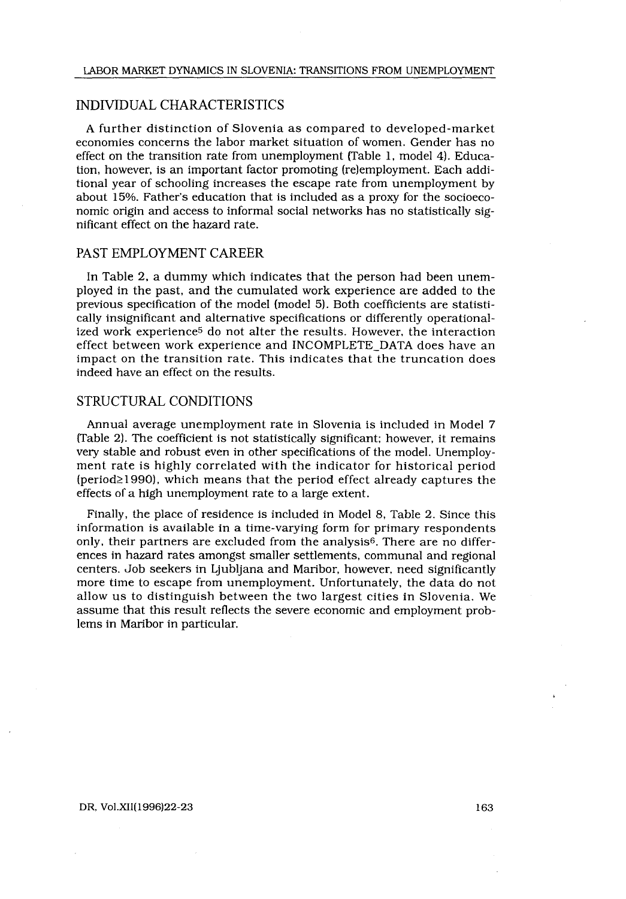## INDIVIDUAL CHARACTERISTICS

A further distinction of Slovenia as compared to developed-market economies concerns the labor market situation of women. Gender has no effect on the transition rate from unemployment (Table 1, model 4). Education, however, is an important factor promoting (re)employment. Each additional year of schooling increases the escape rate from unemployment by about 15%. Father's education that is included as a proxy for the socioeconomic origin and access to informal social networks has no statistically significant effect on the hazard rate.

## PAST EMPLOYMENT CAREER

In Table 2, a dummy which indicates that the person had been unemployed in the past, and the cumulated work experience are added to the previous specification of the model (model 5). Both coefficients are statistically insignificant and alternative specifications or differently operationalized work experience[5] do not alter the results. However, the interaction effect between work experience and INCOMPLETE_DATA does have an impact on the transition rate. This indicates that the truncation does indeed have an effect on the results.

## STRUCTURAL CONDITIONS

Annual average unemployment rate in Slovenia is included in Model 7 (Table 2). The coefficient is not statistically significant; however, it remains very stable and robust even in other specifications of the model. Unemployment rate is highly correlated with the indicator for historical period (period≥1990), which means that the period effect already captures the effects of a high unemployment rate to a large extent.

Finally, the place of residence is included in Model 8, Table 2. Since this information is available in a time-varying form for primary respondents only, their partners are excluded from the analysis[6]. There are no differences in hazard rates amongst smaller settlements, communal and regional centers. Job seekers in Ljubljana and Maribor, however, need significantly more time to escape from unemployment. Unfortunately, the data do not allow us to distinguish between the two largest cities in Slovenia. We assume that this result reflects the severe economic and employment problems in Maribor in particular.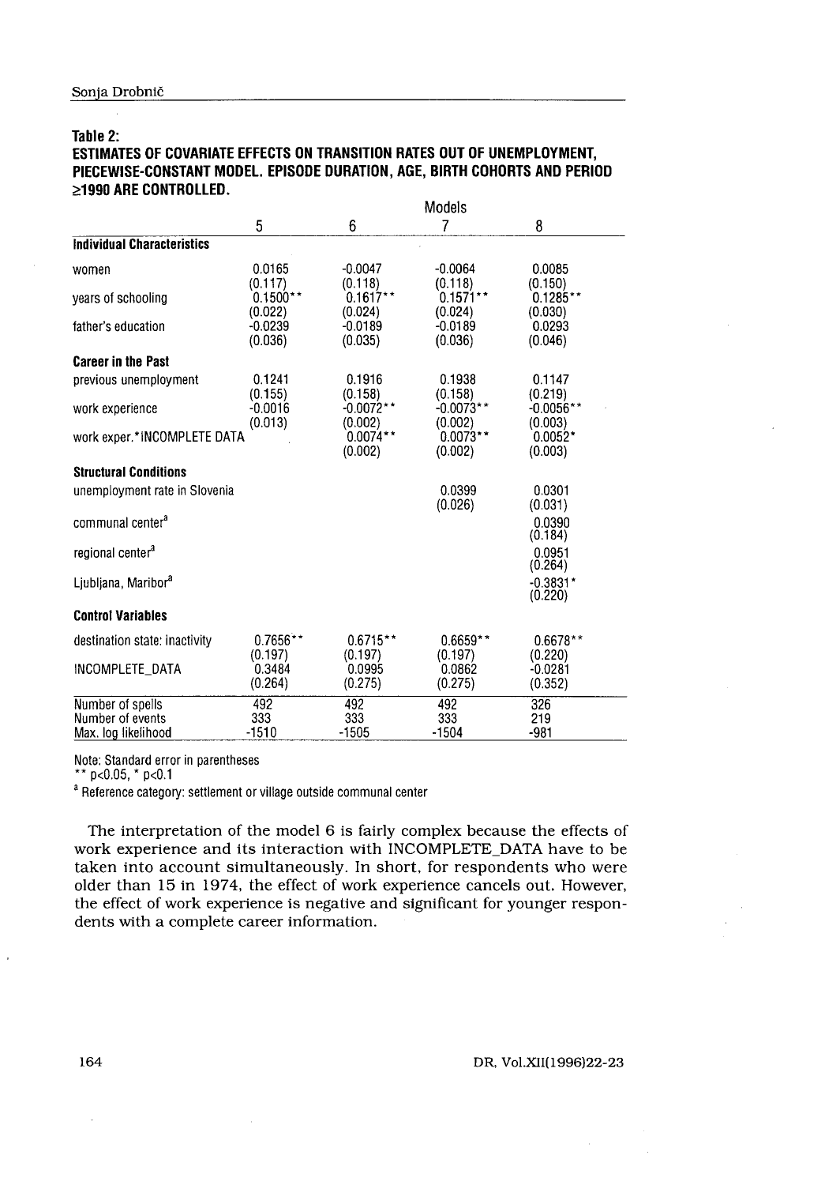**Table 2:**
**ESTIMATES OF COVARIATE EFFECTS ON TRANSITION RATES OUT OF UNEMPLOYMENT, PIECEWISE-CONSTANT MODEL. EPISODE DURATION, AGE, BIRTH COHORTS AND PERIOD ≥1990 ARE CONTROLLED.**

| | Models | | | |
|---|---|---|---|---|
| | 5 | 6 | 7 | 8 |
| **Individual Characteristics** | | | | |
| women | 0.0165 | -0.0047 | -0.0064 | 0.0085 |
| | (0.117) | (0.118) | (0.118) | (0.150) |
| years of schooling | 0.1500** | 0.1617** | 0.1571** | 0.1285** |
| | (0.022) | (0.024) | (0.024) | (0.030) |
| father's education | -0.0239 | -0.0189 | -0.0189 | 0.0293 |
| | (0.036) | (0.035) | (0.036) | (0.046) |
| **Career in the Past** | | | | |
| previous unemployment | 0.1241 | 0.1916 | 0.1938 | 0.1147 |
| | (0.155) | (0.158) | (0.158) | (0.219) |
| work experience | -0.0016 | -0.0072** | -0.0073** | -0.0056** |
| | (0.013) | (0.002) | (0.002) | (0.003) |
| work exper.*INCOMPLETE DATA | | 0.0074** | 0.0073** | 0.0052* |
| | | (0.002) | (0.002) | (0.003) |
| **Structural Conditions** | | | | |
| unemployment rate in Slovenia | | | 0.0399 | 0.0301 |
| | | | (0.026) | (0.031) |
| communal center[a] | | | | 0.0390 |
| | | | | (0.184) |
| regional center[a] | | | | 0.0951 |
| | | | | (0.264) |
| Ljubljana, Maribor[a] | | | | -0.3831* |
| | | | | (0.220) |
| **Control Variables** | | | | |
| destination state: inactivity | 0.7656** | 0.6715** | 0.6659** | 0.6678** |
| | (0.197) | (0.197) | (0.197) | (0.220) |
| INCOMPLETE_DATA | 0.3484 | 0.0995 | 0.0862 | -0.0281 |
| | (0.264) | (0.275) | (0.275) | (0.352) |
| Number of spells | 492 | 492 | 492 | 326 |
| Number of events | 333 | 333 | 333 | 219 |
| Max. log likelihood | -1510 | -1505 | -1504 | -981 |

Note: Standard error in parentheses
** $p<0.05$, * $p<0.1$
[a] Reference category: settlement or village outside communal center

The interpretation of the model 6 is fairly complex because the effects of work experience and its interaction with INCOMPLETE_DATA have to be taken into account simultaneously. In short, for respondents who were older than 15 in 1974, the effect of work experience cancels out. However, the effect of work experience is negative and significant for younger respondents with a complete career information.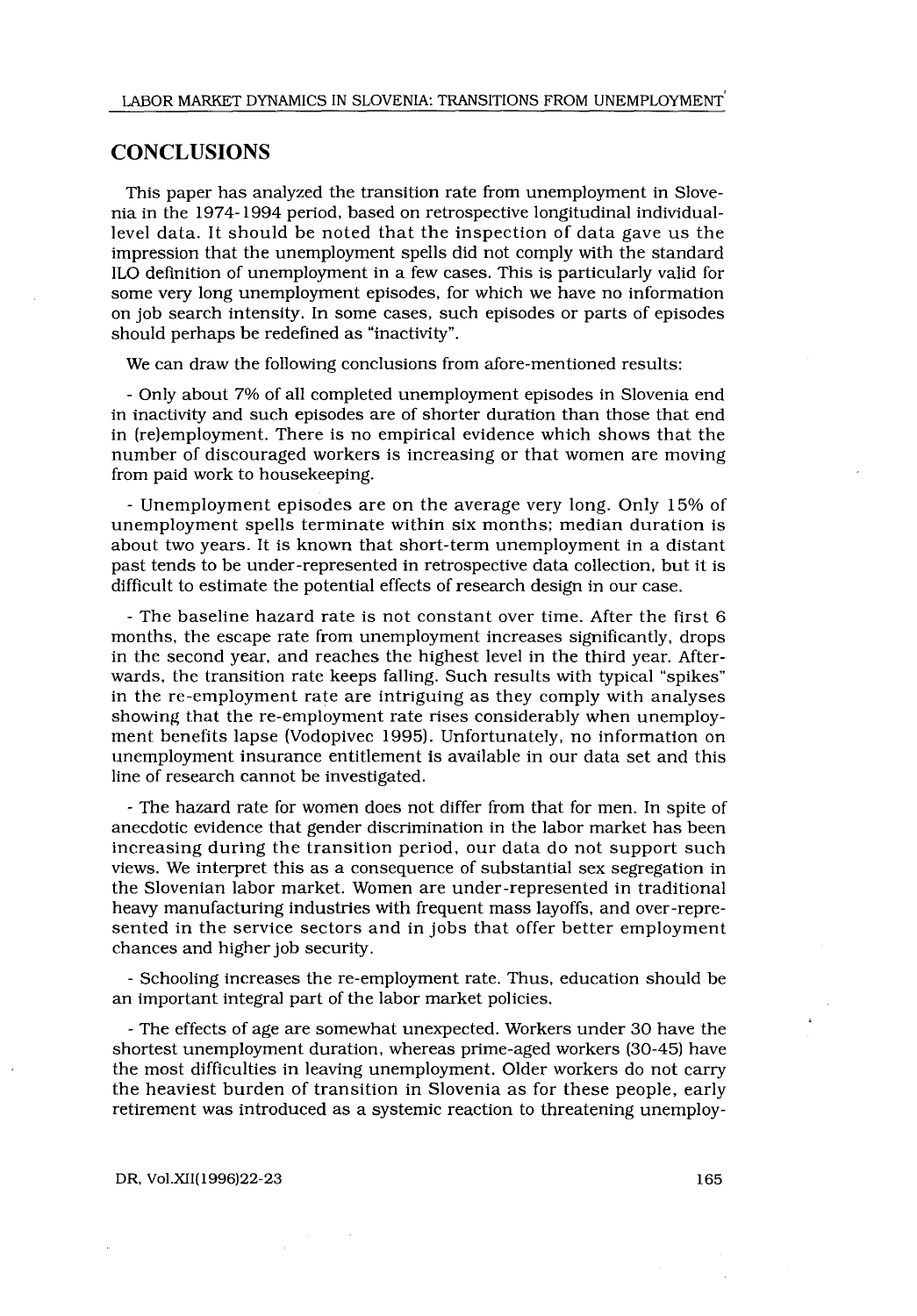## CONCLUSIONS

This paper has analyzed the transition rate from unemployment in Slovenia in the 1974-1994 period, based on retrospective longitudinal individual-level data. It should be noted that the inspection of data gave us the impression that the unemployment spells did not comply with the standard ILO definition of unemployment in a few cases. This is particularly valid for some very long unemployment episodes, for which we have no information on job search intensity. In some cases, such episodes or parts of episodes should perhaps be redefined as "inactivity".

We can draw the following conclusions from afore-mentioned results:

- Only about 7% of all completed unemployment episodes in Slovenia end in inactivity and such episodes are of shorter duration than those that end in (re)employment. There is no empirical evidence which shows that the number of discouraged workers is increasing or that women are moving from paid work to housekeeping.

- Unemployment episodes are on the average very long. Only 15% of unemployment spells terminate within six months; median duration is about two years. It is known that short-term unemployment in a distant past tends to be under-represented in retrospective data collection, but it is difficult to estimate the potential effects of research design in our case.

- The baseline hazard rate is not constant over time. After the first 6 months, the escape rate from unemployment increases significantly, drops in the second year, and reaches the highest level in the third year. Afterwards, the transition rate keeps falling. Such results with typical "spikes" in the re-employment rate are intriguing as they comply with analyses showing that the re-employment rate rises considerably when unemployment benefits lapse (Vodopivec 1995). Unfortunately, no information on unemployment insurance entitlement is available in our data set and this line of research cannot be investigated.

- The hazard rate for women does not differ from that for men. In spite of anecdotic evidence that gender discrimination in the labor market has been increasing during the transition period, our data do not support such views. We interpret this as a consequence of substantial sex segregation in the Slovenian labor market. Women are under-represented in traditional heavy manufacturing industries with frequent mass layoffs, and over-represented in the service sectors and in jobs that offer better employment chances and higher job security.

- Schooling increases the re-employment rate. Thus, education should be an important integral part of the labor market policies.

- The effects of age are somewhat unexpected. Workers under 30 have the shortest unemployment duration, whereas prime-aged workers (30-45) have the most difficulties in leaving unemployment. Older workers do not carry the heaviest burden of transition in Slovenia as for these people, early retirement was introduced as a systemic reaction to threatening unemploy-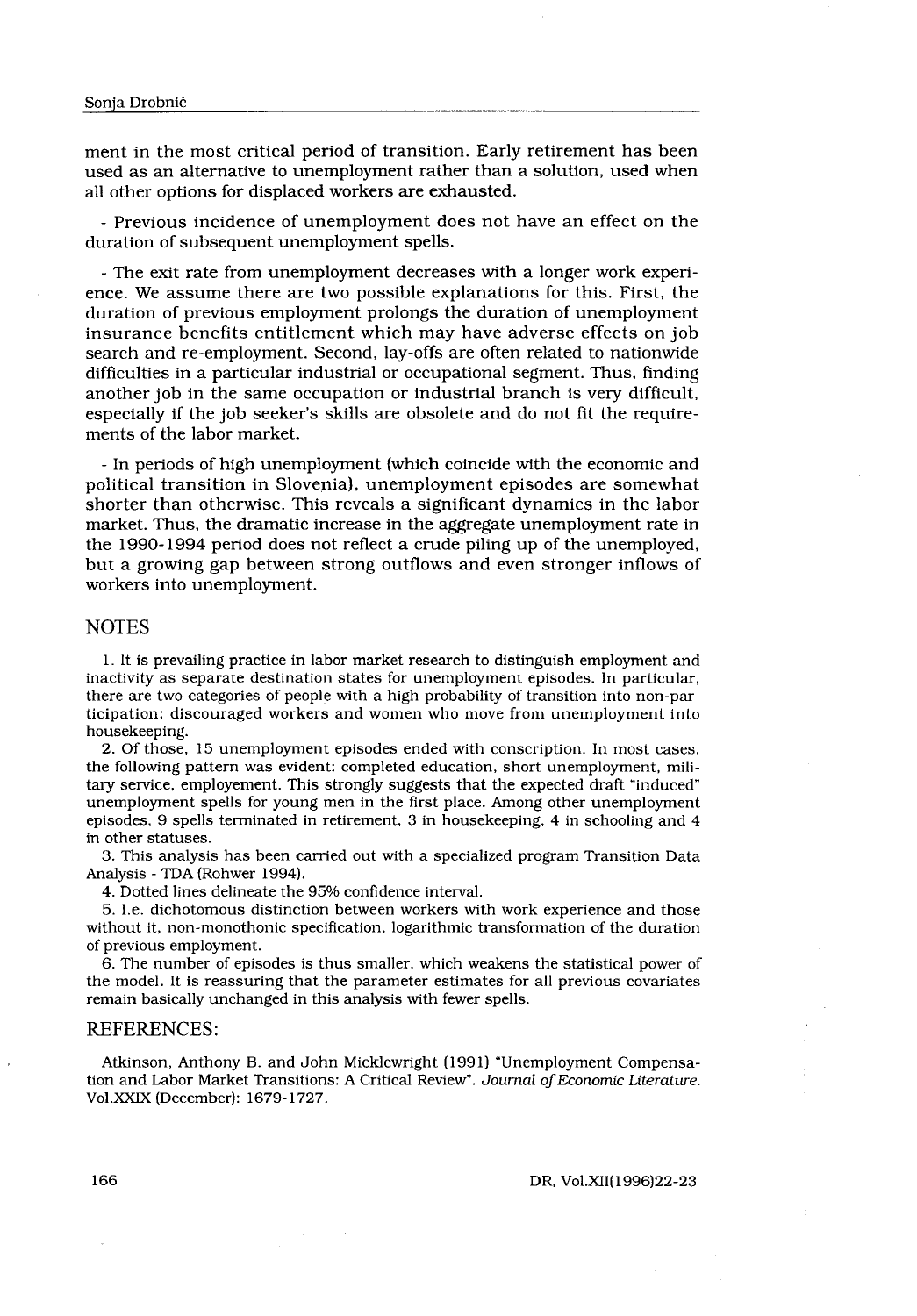ment in the most critical period of transition. Early retirement has been used as an alternative to unemployment rather than a solution, used when all other options for displaced workers are exhausted.

- Previous incidence of unemployment does not have an effect on the duration of subsequent unemployment spells.

- The exit rate from unemployment decreases with a longer work experience. We assume there are two possible explanations for this. First, the duration of previous employment prolongs the duration of unemployment insurance benefits entitlement which may have adverse effects on job search and re-employment. Second, lay-offs are often related to nationwide difficulties in a particular industrial or occupational segment. Thus, finding another job in the same occupation or industrial branch is very difficult, especially if the job seeker's skills are obsolete and do not fit the requirements of the labor market.

- In periods of high unemployment (which coincide with the economic and political transition in Slovenia), unemployment episodes are somewhat shorter than otherwise. This reveals a significant dynamics in the labor market. Thus, the dramatic increase in the aggregate unemployment rate in the 1990-1994 period does not reflect a crude piling up of the unemployed, but a growing gap between strong outflows and even stronger inflows of workers into unemployment.

## NOTES

1. It is prevailing practice in labor market research to distinguish employment and inactivity as separate destination states for unemployment episodes. In particular, there are two categories of people with a high probability of transition into non-participation: discouraged workers and women who move from unemployment into housekeeping.
2. Of those, 15 unemployment episodes ended with conscription. In most cases, the following pattern was evident: completed education, short unemployment, military service, employement. This strongly suggests that the expected draft "induced" unemployment spells for young men in the first place. Among other unemployment episodes, 9 spells terminated in retirement, 3 in housekeeping, 4 in schooling and 4 in other statuses.
3. This analysis has been carried out with a specialized program Transition Data Analysis - TDA (Rohwer 1994).
4. Dotted lines delineate the 95% confidence interval.
5. I.e. dichotomous distinction between workers with work experience and those without it, non-monothonic specification, logarithmic transformation of the duration of previous employment.
6. The number of episodes is thus smaller, which weakens the statistical power of the model. It is reassuring that the parameter estimates for all previous covariates remain basically unchanged in this analysis with fewer spells.

## REFERENCES:

Atkinson, Anthony B. and John Micklewright (1991) "Unemployment Compensation and Labor Market Transitions: A Critical Review". *Journal of Economic Literature*. Vol.XXIX (December): 1679-1727.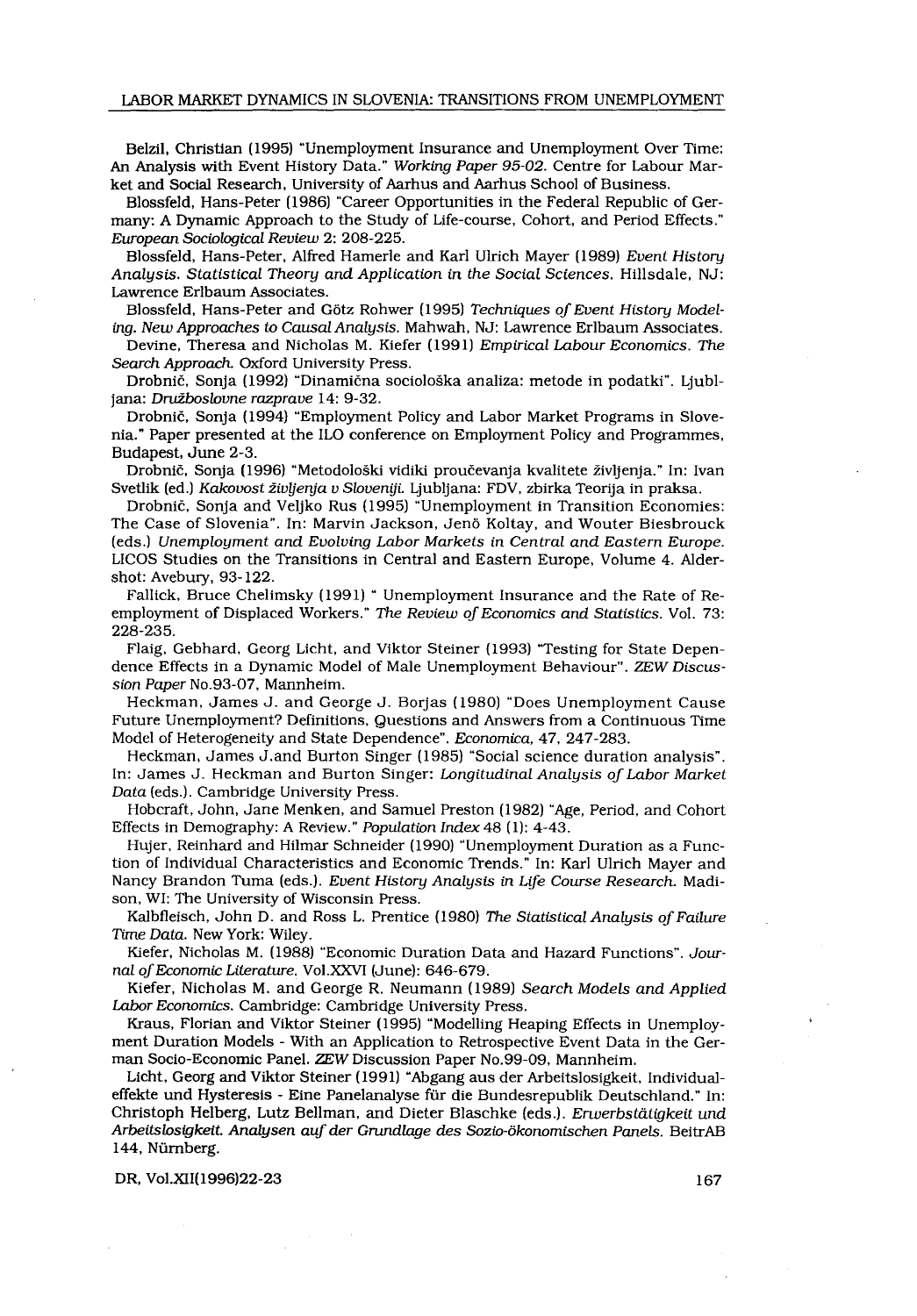Belzil, Christian (1995) "Unemployment Insurance and Unemployment Over Time: An Analysis with Event History Data." *Working Paper 95-02.* Centre for Labour Market and Social Research, University of Aarhus and Aarhus School of Business.

Blossfeld, Hans-Peter (1986) "Career Opportunities in the Federal Republic of Germany: A Dynamic Approach to the Study of Life-course, Cohort, and Period Effects." *European Sociological Review* 2: 208-225.

Blossfeld, Hans-Peter, Alfred Hamerle and Karl Ulrich Mayer (1989) *Event History Analysis. Statistical Theory and Application in the Social Sciences.* Hillsdale, NJ: Lawrence Erlbaum Associates.

Blossfeld, Hans-Peter and Götz Rohwer (1995) *Techniques of Event History Modeling. New Approaches to Causal Analysis.* Mahwah, NJ: Lawrence Erlbaum Associates.

Devine, Theresa and Nicholas M. Kiefer (1991) *Empirical Labour Economics. The Search Approach.* Oxford University Press.

Drobnič, Sonja (1992) "Dinamična sociološka analiza: metode in podatki". Ljubljana: *Družboslovne razprave* 14: 9-32.

Drobnič, Sonja (1994) "Employment Policy and Labor Market Programs in Slovenia." Paper presented at the ILO conference on Employment Policy and Programmes, Budapest, June 2-3.

Drobnič, Sonja (1996) "Metodološki vidiki proučevanja kvalitete življenja." In: Ivan Svetlik (ed.) *Kakovost življenja v Sloveniji.* Ljubljana: FDV, zbirka Teorija in praksa.

Drobnič, Sonja and Veljko Rus (1995) "Unemployment in Transition Economies: The Case of Slovenia". In: Marvin Jackson, Jenö Koltay, and Wouter Biesbrouck (eds.) *Unemployment and Evolving Labor Markets in Central and Eastern Europe.* LICOS Studies on the Transitions in Central and Eastern Europe, Volume 4. Aldershot: Avebury, 93-122.

Fallick, Bruce Chelimsky (1991) " Unemployment Insurance and the Rate of Reemployment of Displaced Workers." *The Review of Economics and Statistics.* Vol. 73: 228-235.

Flaig, Gebhard, Georg Licht, and Viktor Steiner (1993) "Testing for State Dependence Effects in a Dynamic Model of Male Unemployment Behaviour". *ZEW Discussion Paper* No.93-07, Mannheim.

Heckman, James J. and George J. Borjas (1980) "Does Unemployment Cause Future Unemployment? Definitions, Questions and Answers from a Continuous Time Model of Heterogeneity and State Dependence". *Economica,* 47, 247-283.

Heckman, James J.and Burton Singer (1985) "Social science duration analysis". In: James J. Heckman and Burton Singer: *Longitudinal Analysis of Labor Market Data* (eds.). Cambridge University Press.

Hobcraft, John, Jane Menken, and Samuel Preston (1982) "Age, Period, and Cohort Effects in Demography: A Review." *Population Index* 48 (1): 4-43.

Hujer, Reinhard and Hilmar Schneider (1990) "Unemployment Duration as a Function of Individual Characteristics and Economic Trends." In: Karl Ulrich Mayer and Nancy Brandon Tuma (eds.). *Event History Analysis in Life Course Research.* Madison, WI: The University of Wisconsin Press.

Kalbfleisch, John D. and Ross L. Prentice (1980) *The Statistical Analysis of Failure Time Data.* New York: Wiley.

Kiefer, Nicholas M. (1988) "Economic Duration Data and Hazard Functions". *Journal of Economic Literature.* Vol.XXVI (June): 646-679.

Kiefer, Nicholas M. and George R. Neumann (1989) *Search Models and Applied Labor Economics.* Cambridge: Cambridge University Press.

Kraus, Florian and Viktor Steiner (1995) "Modelling Heaping Effects in Unemployment Duration Models - With an Application to Retrospective Event Data in the German Socio-Economic Panel. *ZEW* Discussion Paper No.99-09, Mannheim.

Licht, Georg and Viktor Steiner (1991) "Abgang aus der Arbeitslosigkeit, Individualeffekte und Hysteresis - Eine Panelanalyse für die Bundesrepublik Deutschland." In: Christoph Helberg, Lutz Bellman, and Dieter Blaschke (eds.). *Erwerbstätigkeit und Arbeitslosigkeit. Analysen auf der Grundlage des Sozio-ökonomischen Panels.* BeitrAB 144, Nürnberg.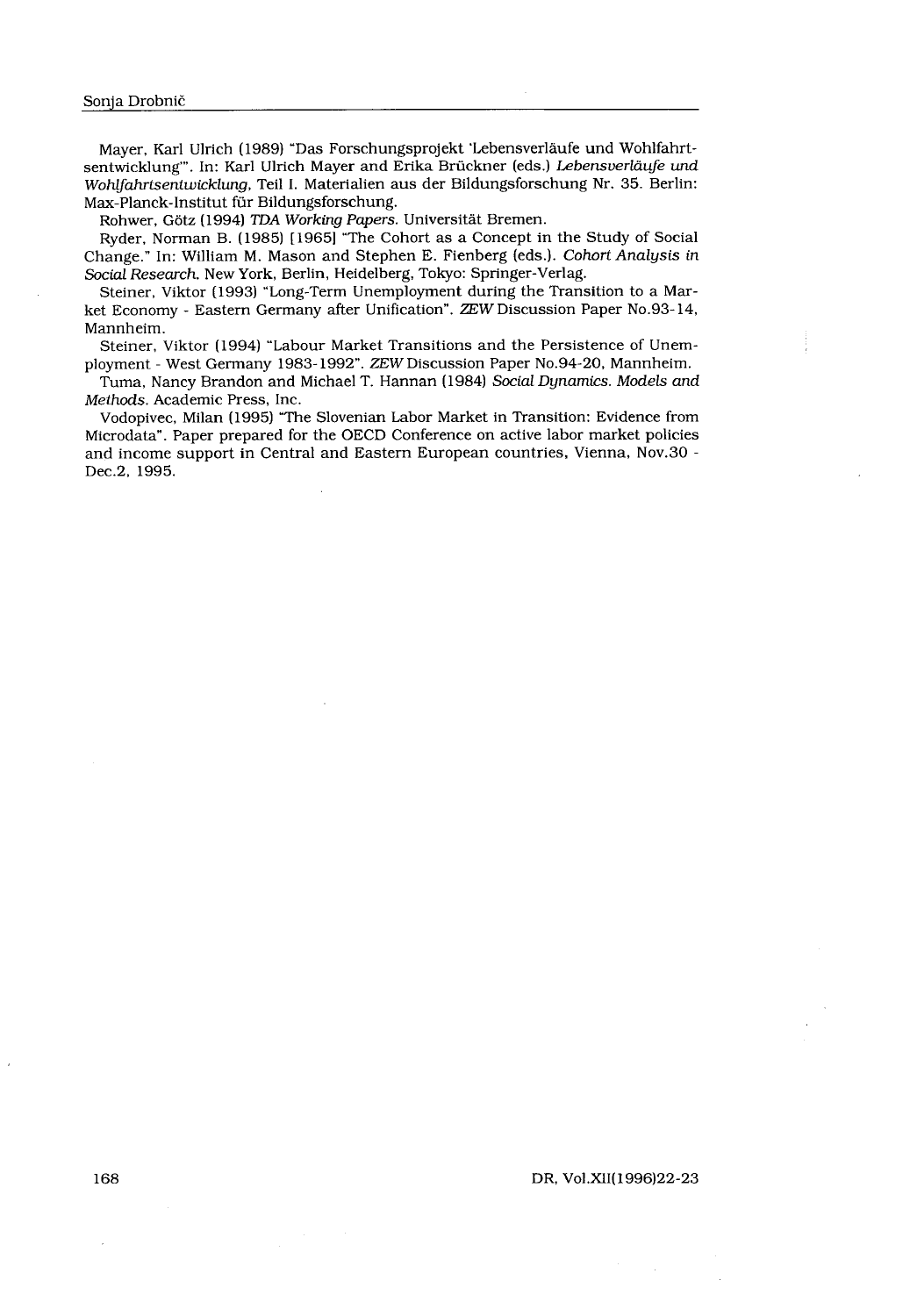Mayer, Karl Ulrich (1989) "Das Forschungsprojekt 'Lebensverläufe und Wohlfahrtsentwicklung'". In: Karl Ulrich Mayer and Erika Brückner (eds.) *Lebensverläufe und Wohlfahrtsentwicklung*, Teil I. Materialien aus der Bildungsforschung Nr. 35. Berlin: Max-Planck-Institut für Bildungsforschung.

Rohwer, Götz (1994) *TDA Working Papers*. Universität Bremen.

Ryder, Norman B. (1985) [1965] "The Cohort as a Concept in the Study of Social Change." In: William M. Mason and Stephen E. Fienberg (eds.). *Cohort Analysis in Social Research*. New York, Berlin, Heidelberg, Tokyo: Springer-Verlag.

Steiner, Viktor (1993) "Long-Term Unemployment during the Transition to a Market Economy - Eastern Germany after Unification". *ZEW* Discussion Paper No.93-14, Mannheim.

Steiner, Viktor (1994) "Labour Market Transitions and the Persistence of Unemployment - West Germany 1983-1992". *ZEW* Discussion Paper No.94-20, Mannheim.

Tuma, Nancy Brandon and Michael T. Hannan (1984) *Social Dynamics. Models and Methods*. Academic Press, Inc.

Vodopivec, Milan (1995) "The Slovenian Labor Market in Transition: Evidence from Microdata". Paper prepared for the OECD Conference on active labor market policies and income support in Central and Eastern European countries, Vienna, Nov.30 - Dec.2, 1995.